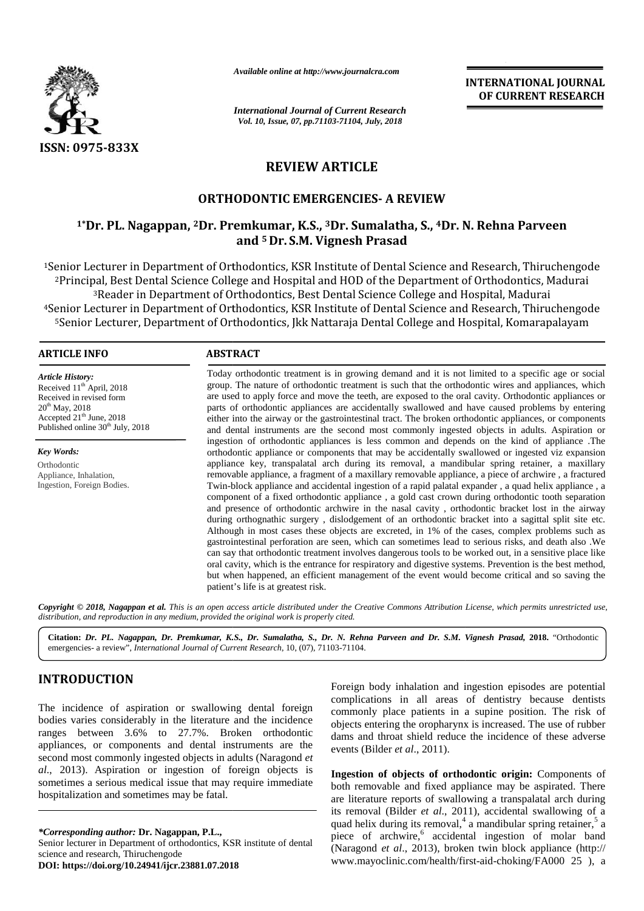# REVIEW ARTICLE

## ORTHODONTIC EMERGENCIES- A REVIEW

**[1]*Dr. PL. Nagappan, [2]Dr. Premkumar, K.S., [3]Dr. Sumalatha, S., [4]Dr. N. Rehna Parveen and [5] Dr. S.M. Vignesh Prasad**

[1]Senior Lecturer in Department of Orthodontics, KSR Institute of Dental Science and Research, Thiruchengode
[2]Principal, Best Dental Science College and Hospital and HOD of the Department of Orthodontics, Madurai
[3]Reader in Department of Orthodontics, Best Dental Science College and Hospital, Madurai
[4]Senior Lecturer in Department of Orthodontics, KSR Institute of Dental Science and Research, Thiruchengode
[5]Senior Lecturer, Department of Orthodontics, Jkk Nattaraja Dental College and Hospital, Komarapalayam

### ARTICLE INFO

*Article History:*
Received 11th April, 2018
Received in revised form 20th May, 2018
Accepted 21st June, 2018
Published online 30th July, 2018

*Key Words:*
Orthodontic Appliance, Inhalation, Ingestion, Foreign Bodies.

### ABSTRACT

Today orthodontic treatment is in growing demand and it is not limited to a specific age or social group. The nature of orthodontic treatment is such that the orthodontic wires and appliances, which are used to apply force and move the teeth, are exposed to the oral cavity. Orthodontic appliances or parts of orthodontic appliances are accidentally swallowed and have caused problems by entering either into the airway or the gastrointestinal tract. The broken orthodontic appliances, or components and dental instruments are the second most commonly ingested objects in adults. Aspiration or ingestion of orthodontic appliances is less common and depends on the kind of appliance .The orthodontic appliance or components that may be accidentally swallowed or ingested viz expansion appliance key, transpalatal arch during its removal, a mandibular spring retainer, a maxillary removable appliance, a fragment of a maxillary removable appliance, a piece of archwire , a fractured Twin-block appliance and accidental ingestion of a rapid palatal expander , a quad helix appliance , a component of a fixed orthodontic appliance , a gold cast crown during orthodontic tooth separation and presence of orthodontic archwire in the nasal cavity , orthodontic bracket lost in the airway during orthognathic surgery , dislodgement of an orthodontic bracket into a sagittal split site etc. Although in most cases these objects are excreted, in 1% of the cases, complex problems such as gastrointestinal perforation are seen, which can sometimes lead to serious risks, and death also .We can say that orthodontic treatment involves dangerous tools to be worked out, in a sensitive place like oral cavity, which is the entrance for respiratory and digestive systems. Prevention is the best method, but when happened, an efficient management of the event would become critical and so saving the patient's life is at greatest risk.

***Copyright © 2018, Nagappan et al.** This is an open access article distributed under the Creative Commons Attribution License, which permits unrestricted use, distribution, and reproduction in any medium, provided the original work is properly cited.*

**Citation:** ***Dr. PL. Nagappan, Dr. Premkumar, K.S., Dr. Sumalatha, S., Dr. N. Rehna Parveen and Dr. S.M. Vignesh Prasad*, 2018.** "Orthodontic emergencies- a review", *International Journal of Current Research*, 10, (07), 71103-71104.

## INTRODUCTION

The incidence of aspiration or swallowing dental foreign bodies varies considerably in the literature and the incidence ranges between 3.6% to 27.7%. Broken orthodontic appliances, or components and dental instruments are the second most commonly ingested objects in adults (Naragond *et al*., 2013). Aspiration or ingestion of foreign objects is sometimes a serious medical issue that may require immediate hospitalization and sometimes may be fatal.

Foreign body inhalation and ingestion episodes are potential complications in all areas of dentistry because dentists commonly place patients in a supine position. The risk of objects entering the oropharynx is increased. The use of rubber dams and throat shield reduce the incidence of these adverse events (Bilder *et al*., 2011).

**Ingestion of objects of orthodontic origin:** Components of both removable and fixed appliance may be aspirated. There are literature reports of swallowing a transpalatal arch during its removal (Bilder *et al*., 2011), accidental swallowing of a quad helix during its removal,[4] a mandibular spring retainer,[5] a piece of archwire,[6] accidental ingestion of molar band (Naragond *et al*., 2013), broken twin block appliance (http:// www.mayoclinic.com/health/first-aid-choking/FA000 25 ), a

*\*Corresponding author:* **Dr. Nagappan, P.L.,**
Senior lecturer in Department of orthodontics, KSR institute of dental science and research, Thiruchengode
**DOI: https://doi.org/10.24941/ijcr.23881.07.2018**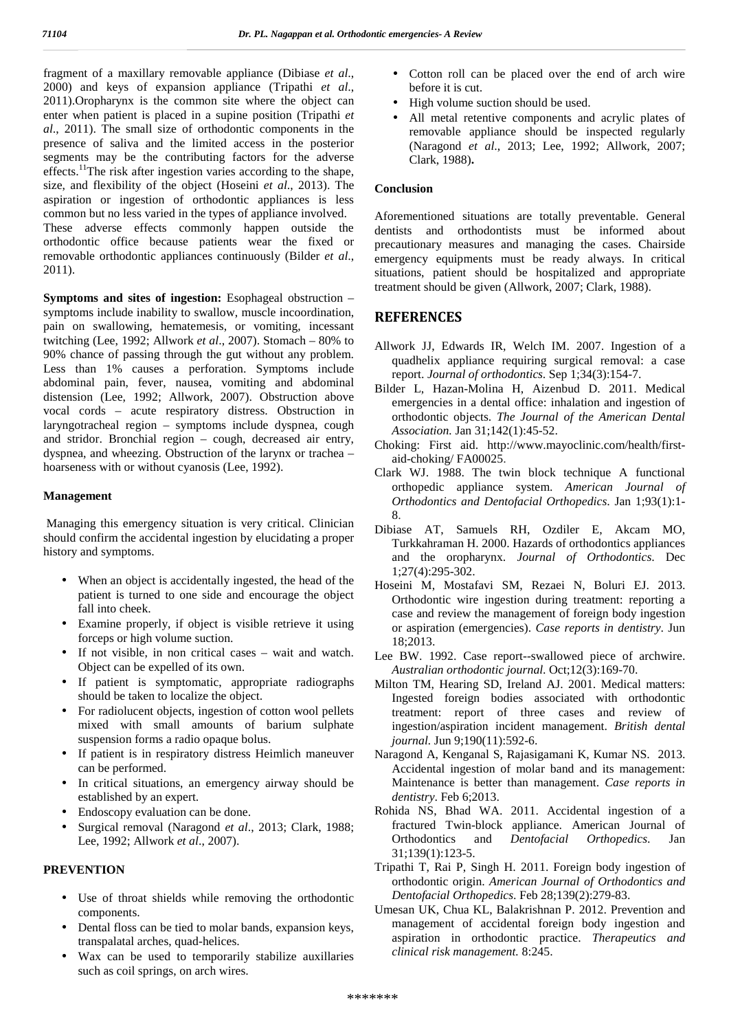fragment of a maxillary removable appliance (Dibiase *et al*., 2000) and keys of expansion appliance (Tripathi *et al*., 2011).Oropharynx is the common site where the object can enter when patient is placed in a supine position (Tripathi *et al*., 2011). The small size of orthodontic components in the presence of saliva and the limited access in the posterior segments may be the contributing factors for the adverse effects.[11]The risk after ingestion varies according to the shape, size, and flexibility of the object (Hoseini *et al*., 2013). The aspiration or ingestion of orthodontic appliances is less common but no less varied in the types of appliance involved. These adverse effects commonly happen outside the orthodontic office because patients wear the fixed or removable orthodontic appliances continuously (Bilder *et al*., 2011).

**Symptoms and sites of ingestion:** Esophageal obstruction – symptoms include inability to swallow, muscle incoordination, pain on swallowing, hematemesis, or vomiting, incessant twitching (Lee, 1992; Allwork *et al*., 2007). Stomach – 80% to 90% chance of passing through the gut without any problem. Less than 1% causes a perforation. Symptoms include abdominal pain, fever, nausea, vomiting and abdominal distension (Lee, 1992; Allwork, 2007). Obstruction above vocal cords – acute respiratory distress. Obstruction in laryngotracheal region – symptoms include dyspnea, cough and stridor. Bronchial region – cough, decreased air entry, dyspnea, and wheezing. Obstruction of the larynx or trachea – hoarseness with or without cyanosis (Lee, 1992).

**Management**

Managing this emergency situation is very critical. Clinician should confirm the accidental ingestion by elucidating a proper history and symptoms.

- When an object is accidentally ingested, the head of the patient is turned to one side and encourage the object fall into cheek.
- Examine properly, if object is visible retrieve it using forceps or high volume suction.
- If not visible, in non critical cases – wait and watch. Object can be expelled of its own.
- If patient is symptomatic, appropriate radiographs should be taken to localize the object.
- For radiolucent objects, ingestion of cotton wool pellets mixed with small amounts of barium sulphate suspension forms a radio opaque bolus.
- If patient is in respiratory distress Heimlich maneuver can be performed.
- In critical situations, an emergency airway should be established by an expert.
- Endoscopy evaluation can be done.
- Surgical removal (Naragond *et al*., 2013; Clark, 1988; Lee, 1992; Allwork *et al*., 2007).

**PREVENTION**

- Use of throat shields while removing the orthodontic components.
- Dental floss can be tied to molar bands, expansion keys, transpalatal arches, quad-helices.
- Wax can be used to temporarily stabilize auxillaries such as coil springs, on arch wires.
- Cotton roll can be placed over the end of arch wire before it is cut.
- High volume suction should be used.
- All metal retentive components and acrylic plates of removable appliance should be inspected regularly (Naragond *et al*., 2013; Lee, 1992; Allwork, 2007; Clark, 1988)**.**

**Conclusion**

Aforementioned situations are totally preventable. General dentists and orthodontists must be informed about precautionary measures and managing the cases. Chairside emergency equipments must be ready always. In critical situations, patient should be hospitalized and appropriate treatment should be given (Allwork, 2007; Clark, 1988).

## REFERENCES

Allwork JJ, Edwards IR, Welch IM. 2007. Ingestion of a quadhelix appliance requiring surgical removal: a case report. *Journal of orthodontics*. Sep 1;34(3):154-7.

Bilder L, Hazan-Molina H, Aizenbud D. 2011. Medical emergencies in a dental office: inhalation and ingestion of orthodontic objects. *The Journal of the American Dental Association*. Jan 31;142(1):45-52.

Choking: First aid. http://www.mayoclinic.com/health/first-aid-choking/ FA00025.

Clark WJ. 1988. The twin block technique A functional orthopedic appliance system. *American Journal of Orthodontics and Dentofacial Orthopedics*. Jan 1;93(1):1-8.

Dibiase AT, Samuels RH, Ozdiler E, Akcam MO, Turkkahraman H. 2000. Hazards of orthodontics appliances and the oropharynx. *Journal of Orthodontics*. Dec 1;27(4):295-302.

Hoseini M, Mostafavi SM, Rezaei N, Boluri EJ. 2013. Orthodontic wire ingestion during treatment: reporting a case and review the management of foreign body ingestion or aspiration (emergencies). *Case reports in dentistry*. Jun 18;2013.

Lee BW. 1992. Case report--swallowed piece of archwire. *Australian orthodontic journal*. Oct;12(3):169-70.

Milton TM, Hearing SD, Ireland AJ. 2001. Medical matters: Ingested foreign bodies associated with orthodontic treatment: report of three cases and review of ingestion/aspiration incident management. *British dental journal*. Jun 9;190(11):592-6.

Naragond A, Kenganal S, Rajasigamani K, Kumar NS. 2013. Accidental ingestion of molar band and its management: Maintenance is better than management. *Case reports in dentistry*. Feb 6;2013.

Rohida NS, Bhad WA. 2011. Accidental ingestion of a fractured Twin-block appliance. American Journal of Orthodontics and *Dentofacial Orthopedics*. Jan 31;139(1):123-5.

Tripathi T, Rai P, Singh H. 2011. Foreign body ingestion of orthodontic origin. *American Journal of Orthodontics and Dentofacial Orthopedics*. Feb 28;139(2):279-83.

Umesan UK, Chua KL, Balakrishnan P. 2012. Prevention and management of accidental foreign body ingestion and aspiration in orthodontic practice. *Therapeutics and clinical risk management*. 8:245.

*******